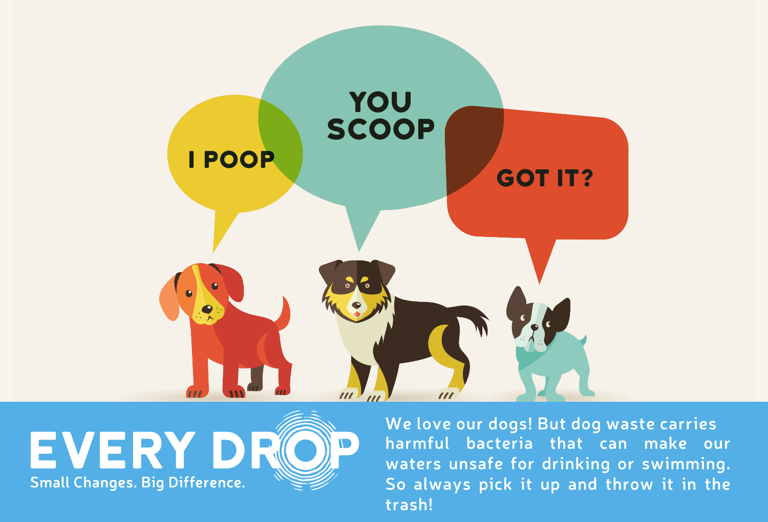I POOP

YOU SCOOP

GOT IT?

# EVERY DROP

Small Changes. Big Difference.

We love our dogs! But dog waste carries harmful bacteria that can make our waters unsafe for drinking or swimming. So always pick it up and throw it in the trash!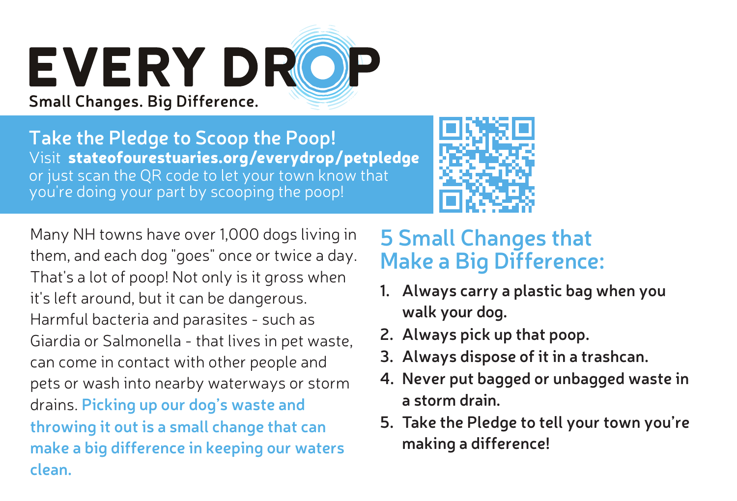# EVERY DROP

Small Changes. Big Difference.

## Take the Pledge to Scoop the Poop!

Visit **stateofourestuaries.org/everydrop/petpledge** or just scan the QR code to let your town know that you're doing your part by scooping the poop!

Many NH towns have over 1,000 dogs living in them, and each dog "goes" once or twice a day. That's a lot of poop! Not only is it gross when it's left around, but it can be dangerous. Harmful bacteria and parasites - such as Giardia or Salmonella - that lives in pet waste, can come in contact with other people and pets or wash into nearby waterways or storm drains. **Picking up our dog's waste and throwing it out is a small change that can make a big difference in keeping our waters clean.**

## 5 Small Changes that Make a Big Difference:

1. **Always carry a plastic bag when you walk your dog.**
2. **Always pick up that poop.**
3. **Always dispose of it in a trashcan.**
4. **Never put bagged or unbagged waste in a storm drain.**
5. **Take the Pledge to tell your town you're making a difference!**